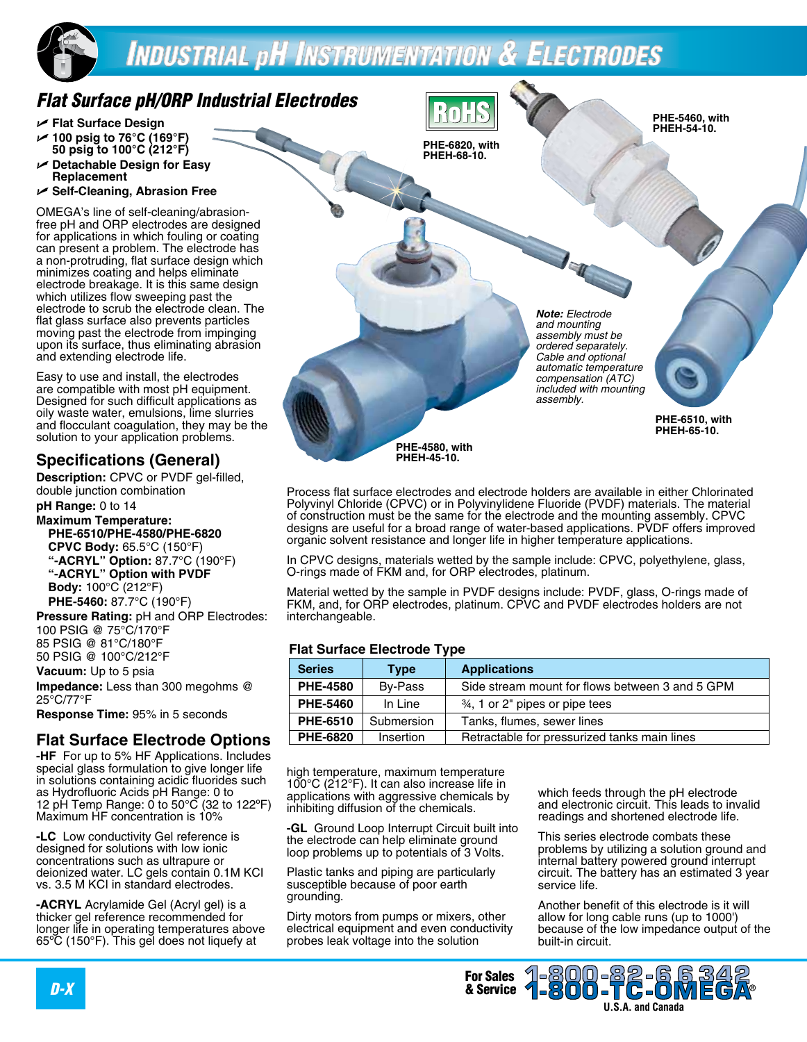# Industrial pH Instrumentation & Electrodes

## Flat Surface pH/ORP Industrial Electrodes

- Flat Surface Design
- 100 psig to 76°C (169°F) 50 psig to 100°C (212°F)
- Detachable Design for Easy Replacement
- Self-Cleaning, Abrasion Free

OMEGA's line of self-cleaning/abrasion-free pH and ORP electrodes are designed for applications in which fouling or coating can present a problem. The electrode has a non-protruding, flat surface design which minimizes coating and helps eliminate electrode breakage. It is this same design which utilizes flow sweeping past the electrode to scrub the electrode clean. The flat glass surface also prevents particles moving past the electrode from impinging upon its surface, thus eliminating abrasion and extending electrode life.

Easy to use and install, the electrodes are compatible with most pH equipment. Designed for such difficult applications as oily waste water, emulsions, lime slurries and flocculant coagulation, they may be the solution to your application problems.

RoHS

PHE-6820, with PHEH-68-10.

PHE-5460, with PHEH-54-10.

PHE-4580, with PHEH-45-10.

PHE-6510, with PHEH-65-10.

***Note:*** *Electrode and mounting assembly must be ordered separately. Cable and optional automatic temperature compensation (ATC) included with mounting assembly.*

## Specifications (General)

**Description:** CPVC or PVDF gel-filled, double junction combination

**pH Range:** 0 to 14

**Maximum Temperature:**
**PHE-6510/PHE-4580/PHE-6820**
**CPVC Body:** 65.5°C (150°F)
**"-ACRYL" Option:** 87.7°C (190°F)
**"-ACRYL" Option with PVDF Body:** 100°C (212°F)
**PHE-5460:** 87.7°C (190°F)

**Pressure Rating:** pH and ORP Electrodes:
100 PSIG @ 75°C/170°F
85 PSIG @ 81°C/180°F
50 PSIG @ 100°C/212°F

**Vacuum:** Up to 5 psia

**Impedance:** Less than 300 megohms @ 25°C/77°F

**Response Time:** 95% in 5 seconds

Process flat surface electrodes and electrode holders are available in either Chlorinated Polyvinyl Chloride (CPVC) or in Polyvinylidene Fluoride (PVDF) materials. The material of construction must be the same for the electrode and the mounting assembly. CPVC designs are useful for a broad range of water-based applications. PVDF offers improved organic solvent resistance and longer life in higher temperature applications.

In CPVC designs, materials wetted by the sample include: CPVC, polyethylene, glass, O-rings made of FKM and, for ORP electrodes, platinum.

Material wetted by the sample in PVDF designs include: PVDF, glass, O-rings made of FKM, and, for ORP electrodes, platinum. CPVC and PVDF electrodes holders are not interchangeable.

### Flat Surface Electrode Type

| Series | Type | Applications |
|---|---|---|
| PHE-4580 | By-Pass | Side stream mount for flows between 3 and 5 GPM |
| PHE-5460 | In Line | ¾, 1 or 2" pipes or pipe tees |
| PHE-6510 | Submersion | Tanks, flumes, sewer lines |
| PHE-6820 | Insertion | Retractable for pressurized tanks main lines |

## Flat Surface Electrode Options

**-HF** For up to 5% HF Applications. Includes special glass formulation to give longer life in solutions containing acidic fluorides such as Hydrofluoric Acids pH Range: 0 to 12 pH Temp Range: 0 to 50°C (32 to 122ºF) Maximum HF concentration is 10%

**-LC** Low conductivity Gel reference is designed for solutions with low ionic concentrations such as ultrapure or deionized water. LC gels contain 0.1M KCl vs. 3.5 M KCl in standard electrodes.

**-ACRYL** Acrylamide Gel (Acryl gel) is a thicker gel reference recommended for longer life in operating temperatures above 65ºC (150°F). This gel does not liquefy at high temperature, maximum temperature 100°C (212°F). It can also increase life in applications with aggressive chemicals by inhibiting diffusion of the chemicals.

**-GL** Ground Loop Interrupt Circuit built into the electrode can help eliminate ground loop problems up to potentials of 3 Volts.

Plastic tanks and piping are particularly susceptible because of poor earth grounding.

Dirty motors from pumps or mixers, other electrical equipment and even conductivity probes leak voltage into the solution which feeds through the pH electrode and electronic circuit. This leads to invalid readings and shortened electrode life.

This series electrode combats these problems by utilizing a solution ground and internal battery powered ground interrupt circuit. The battery has an estimated 3 year service life.

Another benefit of this electrode is it will allow for long cable runs (up to 1000') because of the low impedance output of the built-in circuit.

For Sales & Service 1-800-82-66342 1-800-TC-OMEGA® U.S.A. and Canada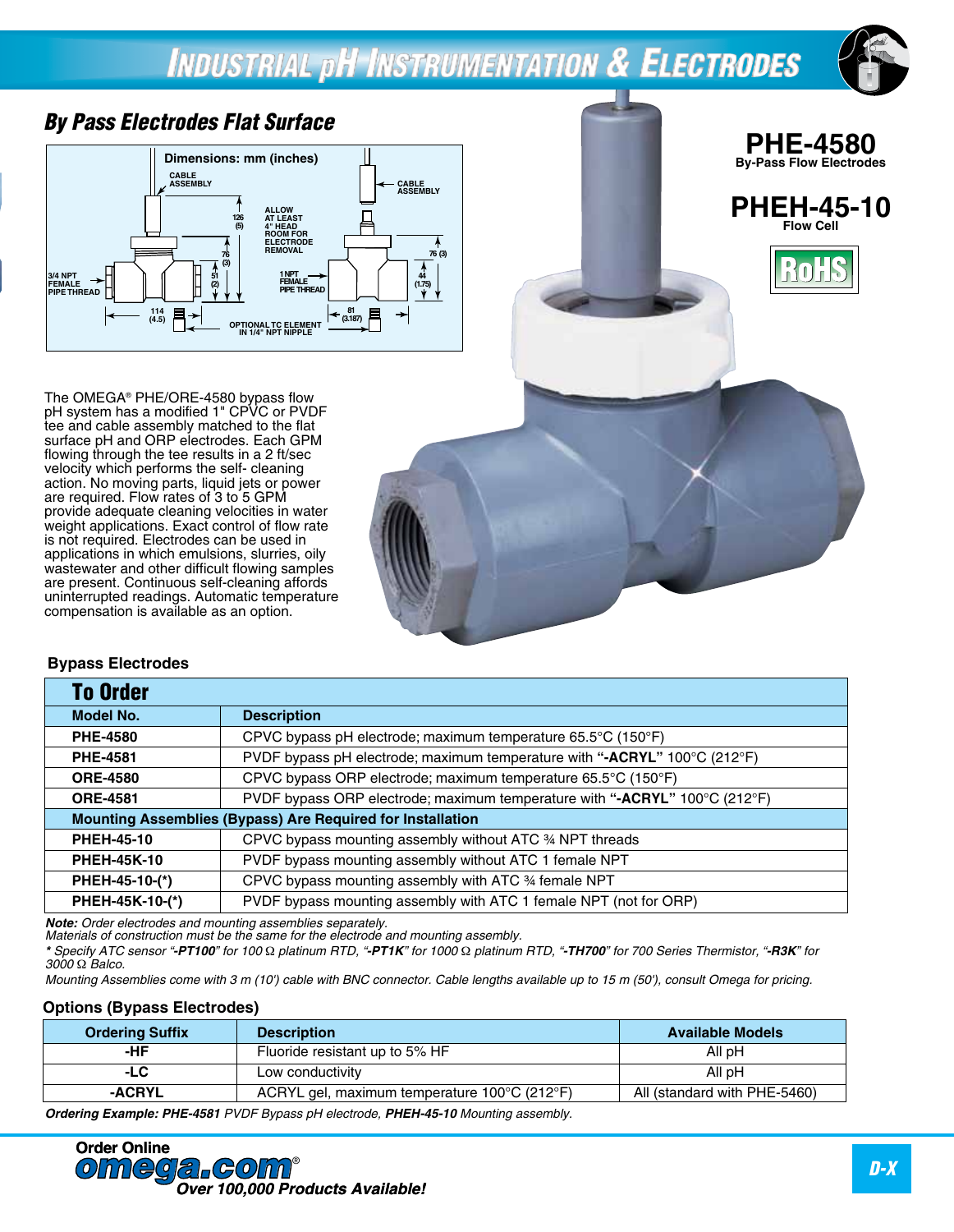## By Pass Electrodes Flat Surface

Dimensions: mm (inches)

CABLE ASSEMBLY
126 (5)
76 (3)
51 (2)
3/4 NPT FEMALE PIPE THREAD
114 (4.5)
ALLOW AT LEAST 4" HEAD ROOM FOR ELECTRODE REMOVAL
1 NPT FEMALE PIPE THREAD
OPTIONAL TC ELEMENT IN 1/4" NPT NIPPLE
CABLE ASSEMBLY
76 (3)
44 (1.75)
81 (3.187)

# PHE-4580
**By-Pass Flow Electrodes**

# PHEH-45-10
**Flow Cell**

RoHS

The OMEGA® PHE/ORE-4580 bypass flow pH system has a modified 1" CPVC or PVDF tee and cable assembly matched to the flat surface pH and ORP electrodes. Each GPM flowing through the tee results in a 2 ft/sec velocity which performs the self- cleaning action. No moving parts, liquid jets or power are required. Flow rates of 3 to 5 GPM provide adequate cleaning velocities in water weight applications. Exact control of flow rate is not required. Electrodes can be used in applications in which emulsions, slurries, oily wastewater and other difficult flowing samples are present. Continuous self-cleaning affords uninterrupted readings. Automatic temperature compensation is available as an option.

### Bypass Electrodes

**To Order**

| Model No. | Description |
|---|---|
| **PHE-4580** | CPVC bypass pH electrode; maximum temperature 65.5°C (150°F) |
| **PHE-4581** | PVDF bypass pH electrode; maximum temperature with **"-ACRYL"** 100°C (212°F) |
| **ORE-4580** | CPVC bypass ORP electrode; maximum temperature 65.5°C (150°F) |
| **ORE-4581** | PVDF bypass ORP electrode; maximum temperature with **"-ACRYL"** 100°C (212°F) |
| **Mounting Assemblies (Bypass) Are Required for Installation** | |
| **PHEH-45-10** | CPVC bypass mounting assembly without ATC ¾ NPT threads |
| **PHEH-45K-10** | PVDF bypass mounting assembly without ATC 1 female NPT |
| **PHEH-45-10-(*)** | CPVC bypass mounting assembly with ATC ¾ female NPT |
| **PHEH-45K-10-(*)** | PVDF bypass mounting assembly with ATC 1 female NPT (not for ORP) |

***Note:*** *Order electrodes and mounting assemblies separately.*
*Materials of construction must be the same for the electrode and mounting assembly.*
*\* Specify ATC sensor "**-PT100**" for 100 Ω platinum RTD, "**-PT1K**" for 1000 Ω platinum RTD, "**-TH700**" for 700 Series Thermistor, "**-R3K**" for 3000 Ω Balco.*
*Mounting Assemblies come with 3 m (10') cable with BNC connector. Cable lengths available up to 15 m (50'), consult Omega for pricing.*

### Options (Bypass Electrodes)

| Ordering Suffix | Description | Available Models |
|---|---|---|
| **-HF** | Fluoride resistant up to 5% HF | All pH |
| **-LC** | Low conductivity | All pH |
| **-ACRYL** | ACRYL gel, maximum temperature 100°C (212°F) | All (standard with PHE-5460) |

***Ordering Example: PHE-4581** PVDF Bypass pH electrode, **PHEH-45-10** Mounting assembly.*